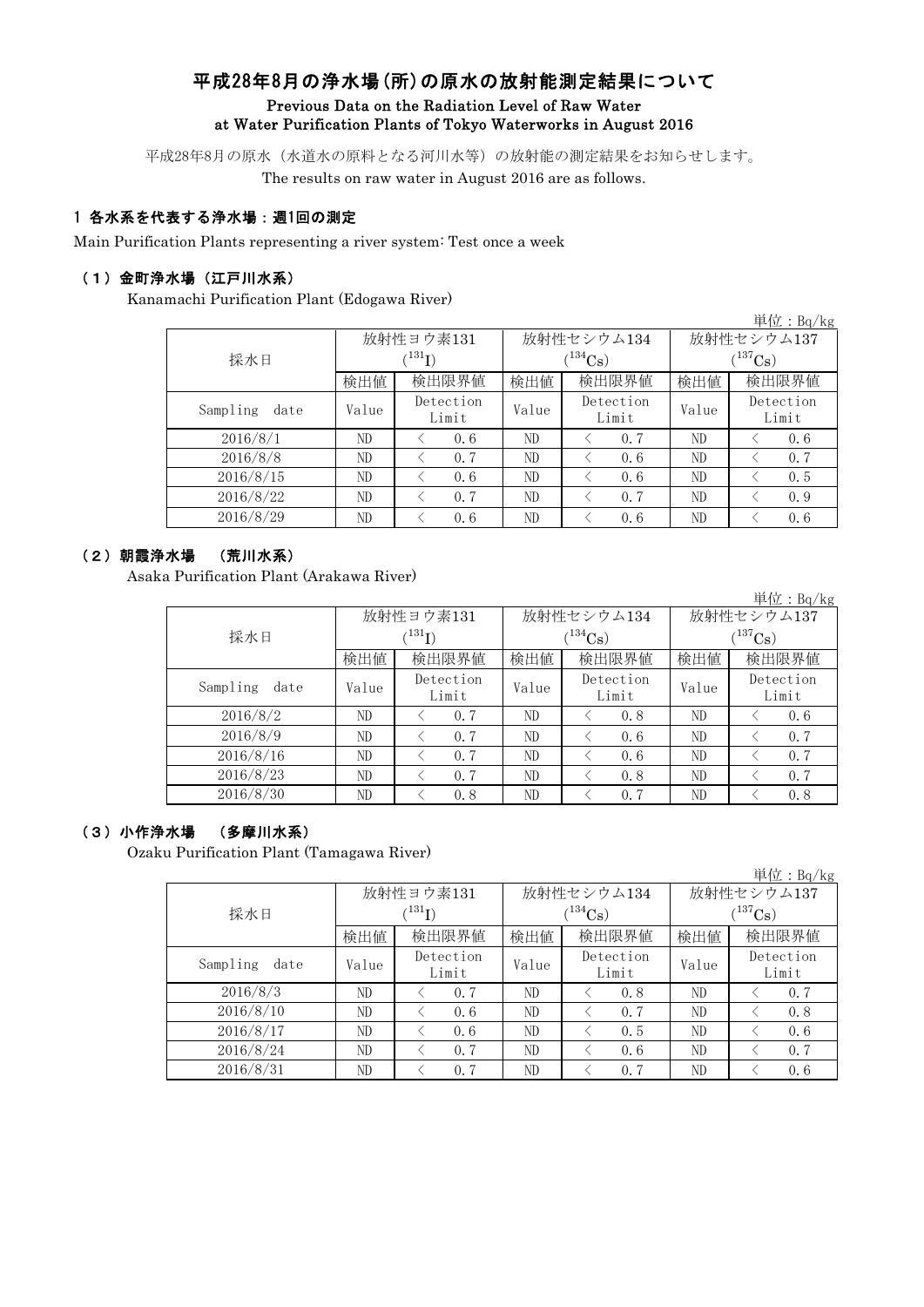# 平成28年8月の浄水場(所)の原水の放射能測定結果について

**Previous Data on the Radiation Level of Raw Water at Water Purification Plants of Tokyo Waterworks in August 2016**

平成28年8月の原水（水道水の原料となる河川水等）の放射能の測定結果をお知らせします。

The results on raw water in August 2016 are as follows.

## 1 各水系を代表する浄水場：週1回の測定

Main Purification Plants representing a river system: Test once a week

### （1）金町浄水場（江戸川水系）

Kanamachi Purification Plant (Edogawa River)

単位：Bq/kg

| 採水日 | 放射性ヨウ素131 ($^{131}I$) | | 放射性セシウム134 ($^{134}Cs$) | | 放射性セシウム137 ($^{137}Cs$) | |
|---|---|---|---|---|---|---|
| | 検出値 | 検出限界値 | 検出値 | 検出限界値 | 検出値 | 検出限界値 |
| Sampling date | Value | Detection Limit | Value | Detection Limit | Value | Detection Limit |
| 2016/8/1 | ND | < 0.6 | ND | < 0.7 | ND | < 0.6 |
| 2016/8/8 | ND | < 0.7 | ND | < 0.6 | ND | < 0.7 |
| 2016/8/15 | ND | < 0.6 | ND | < 0.6 | ND | < 0.5 |
| 2016/8/22 | ND | < 0.7 | ND | < 0.7 | ND | < 0.9 |
| 2016/8/29 | ND | < 0.6 | ND | < 0.6 | ND | < 0.6 |

### （2）朝霞浄水場　（荒川水系）

Asaka Purification Plant (Arakawa River)

単位：Bq/kg

| 採水日 | 放射性ヨウ素131 ($^{131}I$) | | 放射性セシウム134 ($^{134}Cs$) | | 放射性セシウム137 ($^{137}Cs$) | |
|---|---|---|---|---|---|---|
| | 検出値 | 検出限界値 | 検出値 | 検出限界値 | 検出値 | 検出限界値 |
| Sampling date | Value | Detection Limit | Value | Detection Limit | Value | Detection Limit |
| 2016/8/2 | ND | < 0.7 | ND | < 0.8 | ND | < 0.6 |
| 2016/8/9 | ND | < 0.7 | ND | < 0.6 | ND | < 0.7 |
| 2016/8/16 | ND | < 0.7 | ND | < 0.6 | ND | < 0.7 |
| 2016/8/23 | ND | < 0.7 | ND | < 0.8 | ND | < 0.7 |
| 2016/8/30 | ND | < 0.8 | ND | < 0.7 | ND | < 0.8 |

### （3）小作浄水場　（多摩川水系）

Ozaku Purification Plant (Tamagawa River)

単位：Bq/kg

| 採水日 | 放射性ヨウ素131 ($^{131}I$) | | 放射性セシウム134 ($^{134}Cs$) | | 放射性セシウム137 ($^{137}Cs$) | |
|---|---|---|---|---|---|---|
| | 検出値 | 検出限界値 | 検出値 | 検出限界値 | 検出値 | 検出限界値 |
| Sampling date | Value | Detection Limit | Value | Detection Limit | Value | Detection Limit |
| 2016/8/3 | ND | < 0.7 | ND | < 0.8 | ND | < 0.7 |
| 2016/8/10 | ND | < 0.6 | ND | < 0.7 | ND | < 0.8 |
| 2016/8/17 | ND | < 0.6 | ND | < 0.5 | ND | < 0.6 |
| 2016/8/24 | ND | < 0.7 | ND | < 0.6 | ND | < 0.7 |
| 2016/8/31 | ND | < 0.7 | ND | < 0.7 | ND | < 0.6 |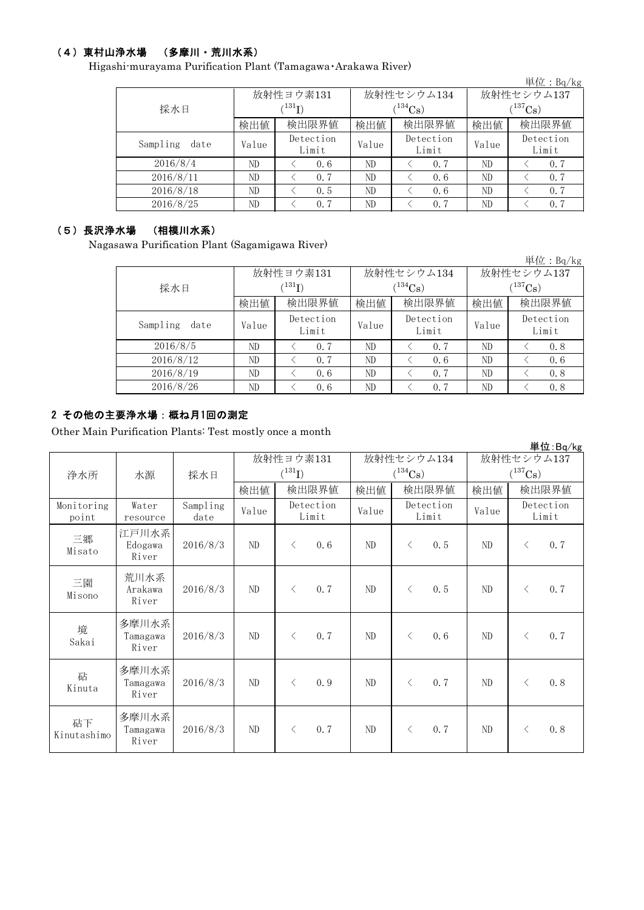### （4）東村山浄水場　（多摩川・荒川水系）

Higashi-murayama Purification Plant (Tamagawa･Arakawa River)

単位：Bq/kg

| 採水日 | 放射性ヨウ素131 ($^{131}I$) | | 放射性セシウム134 ($^{134}Cs$) | | 放射性セシウム137 ($^{137}Cs$) | |
|---|---|---|---|---|---|---|
| | 検出値 | 検出限界値 | 検出値 | 検出限界値 | 検出値 | 検出限界値 |
| Sampling date | Value | Detection Limit | Value | Detection Limit | Value | Detection Limit |
| 2016/8/4 | ND | ＜ 0.6 | ND | ＜ 0.7 | ND | ＜ 0.7 |
| 2016/8/11 | ND | ＜ 0.7 | ND | ＜ 0.6 | ND | ＜ 0.7 |
| 2016/8/18 | ND | ＜ 0.5 | ND | ＜ 0.6 | ND | ＜ 0.7 |
| 2016/8/25 | ND | ＜ 0.7 | ND | ＜ 0.7 | ND | ＜ 0.7 |

### （5）長沢浄水場　（相模川水系）

Nagasawa Purification Plant (Sagamigawa River)

単位：Bq/kg

| 採水日 | 放射性ヨウ素131 ($^{131}I$) | | 放射性セシウム134 ($^{134}Cs$) | | 放射性セシウム137 ($^{137}Cs$) | |
|---|---|---|---|---|---|---|
| | 検出値 | 検出限界値 | 検出値 | 検出限界値 | 検出値 | 検出限界値 |
| Sampling date | Value | Detection Limit | Value | Detection Limit | Value | Detection Limit |
| 2016/8/5 | ND | ＜ 0.7 | ND | ＜ 0.7 | ND | ＜ 0.8 |
| 2016/8/12 | ND | ＜ 0.7 | ND | ＜ 0.6 | ND | ＜ 0.6 |
| 2016/8/19 | ND | ＜ 0.6 | ND | ＜ 0.7 | ND | ＜ 0.8 |
| 2016/8/26 | ND | ＜ 0.6 | ND | ＜ 0.7 | ND | ＜ 0.8 |

## 2 その他の主要浄水場：概ね月1回の測定

Other Main Purification Plants: Test mostly once a month

単位:Bq/kg

| 浄水所 | 水源 | 採水日 | 放射性ヨウ素131 ($^{131}I$) | | 放射性セシウム134 ($^{134}Cs$) | | 放射性セシウム137 ($^{137}Cs$) | |
|---|---|---|---|---|---|---|---|---|
| | | | 検出値 | 検出限界値 | 検出値 | 検出限界値 | 検出値 | 検出限界値 |
| Monitoring point | Water resource | Sampling date | Value | Detection Limit | Value | Detection Limit | Value | Detection Limit |
| 三郷 Misato | 江戸川水系 Edogawa River | 2016/8/3 | ND | ＜ 0.6 | ND | ＜ 0.5 | ND | ＜ 0.7 |
| 三園 Misono | 荒川水系 Arakawa River | 2016/8/3 | ND | ＜ 0.7 | ND | ＜ 0.5 | ND | ＜ 0.7 |
| 境 Sakai | 多摩川水系 Tamagawa River | 2016/8/3 | ND | ＜ 0.7 | ND | ＜ 0.6 | ND | ＜ 0.7 |
| 砧 Kinuta | 多摩川水系 Tamagawa River | 2016/8/3 | ND | ＜ 0.9 | ND | ＜ 0.7 | ND | ＜ 0.8 |
| 砧下 Kinutashimo | 多摩川水系 Tamagawa River | 2016/8/3 | ND | ＜ 0.7 | ND | ＜ 0.7 | ND | ＜ 0.8 |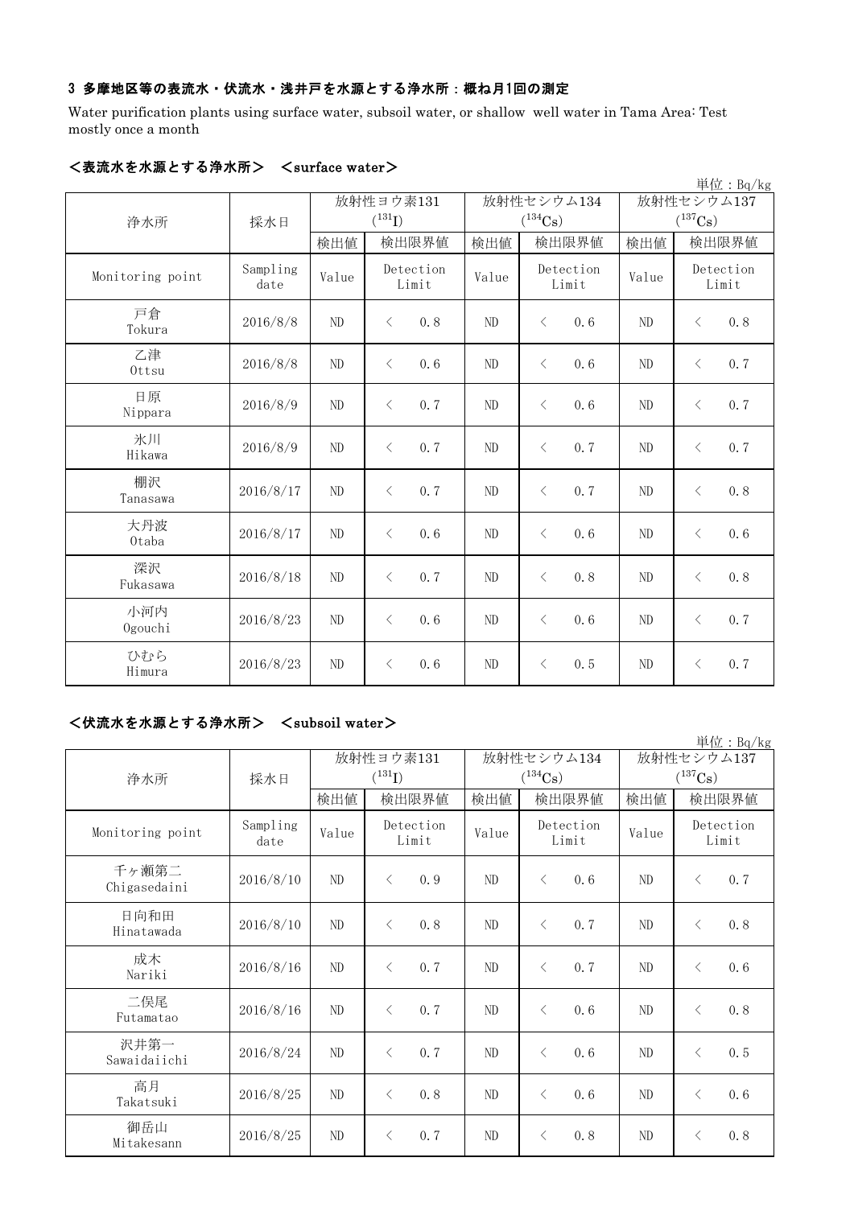### 3 多摩地区等の表流水・伏流水・浅井戸を水源とする浄水所：概ね月1回の測定

Water purification plants using surface water, subsoil water, or shallow well water in Tama Area: Test mostly once a month

#### ＜表流水を水源とする浄水所＞ ＜surface water＞

単位：Bq/kg

| 浄水所 | 採水日 | 放射性ヨウ素131 ($^{131}$I) | | 放射性セシウム134 ($^{134}$Cs) | | 放射性セシウム137 ($^{137}$Cs) | |
|---|---|---|---|---|---|---|---|
| | | 検出値 | 検出限界値 | 検出値 | 検出限界値 | 検出値 | 検出限界値 |
| Monitoring point | Sampling date | Value | Detection Limit | Value | Detection Limit | Value | Detection Limit |
| 戸倉 Tokura | 2016/8/8 | ND | ＜ 0.8 | ND | ＜ 0.6 | ND | ＜ 0.8 |
| 乙津 Ottsu | 2016/8/8 | ND | ＜ 0.6 | ND | ＜ 0.6 | ND | ＜ 0.7 |
| 日原 Nippara | 2016/8/9 | ND | ＜ 0.7 | ND | ＜ 0.6 | ND | ＜ 0.7 |
| 氷川 Hikawa | 2016/8/9 | ND | ＜ 0.7 | ND | ＜ 0.7 | ND | ＜ 0.7 |
| 棚沢 Tanasawa | 2016/8/17 | ND | ＜ 0.7 | ND | ＜ 0.7 | ND | ＜ 0.8 |
| 大丹波 Otaba | 2016/8/17 | ND | ＜ 0.6 | ND | ＜ 0.6 | ND | ＜ 0.6 |
| 深沢 Fukasawa | 2016/8/18 | ND | ＜ 0.7 | ND | ＜ 0.8 | ND | ＜ 0.8 |
| 小河内 Ogouchi | 2016/8/23 | ND | ＜ 0.6 | ND | ＜ 0.6 | ND | ＜ 0.7 |
| ひむら Himura | 2016/8/23 | ND | ＜ 0.6 | ND | ＜ 0.5 | ND | ＜ 0.7 |

#### ＜伏流水を水源とする浄水所＞ ＜subsoil water＞

単位：Bq/kg

| 浄水所 | 採水日 | 放射性ヨウ素131 ($^{131}$I) | | 放射性セシウム134 ($^{134}$Cs) | | 放射性セシウム137 ($^{137}$Cs) | |
|---|---|---|---|---|---|---|---|
| | | 検出値 | 検出限界値 | 検出値 | 検出限界値 | 検出値 | 検出限界値 |
| Monitoring point | Sampling date | Value | Detection Limit | Value | Detection Limit | Value | Detection Limit |
| 千ヶ瀬第二 Chigasedaini | 2016/8/10 | ND | ＜ 0.9 | ND | ＜ 0.6 | ND | ＜ 0.7 |
| 日向和田 Hinatawada | 2016/8/10 | ND | ＜ 0.8 | ND | ＜ 0.7 | ND | ＜ 0.8 |
| 成木 Nariki | 2016/8/16 | ND | ＜ 0.7 | ND | ＜ 0.7 | ND | ＜ 0.6 |
| 二俣尾 Futamatao | 2016/8/16 | ND | ＜ 0.7 | ND | ＜ 0.6 | ND | ＜ 0.8 |
| 沢井第一 Sawaidaiichi | 2016/8/24 | ND | ＜ 0.7 | ND | ＜ 0.6 | ND | ＜ 0.5 |
| 高月 Takatsuki | 2016/8/25 | ND | ＜ 0.8 | ND | ＜ 0.6 | ND | ＜ 0.6 |
| 御岳山 Mitakesann | 2016/8/25 | ND | ＜ 0.7 | ND | ＜ 0.8 | ND | ＜ 0.8 |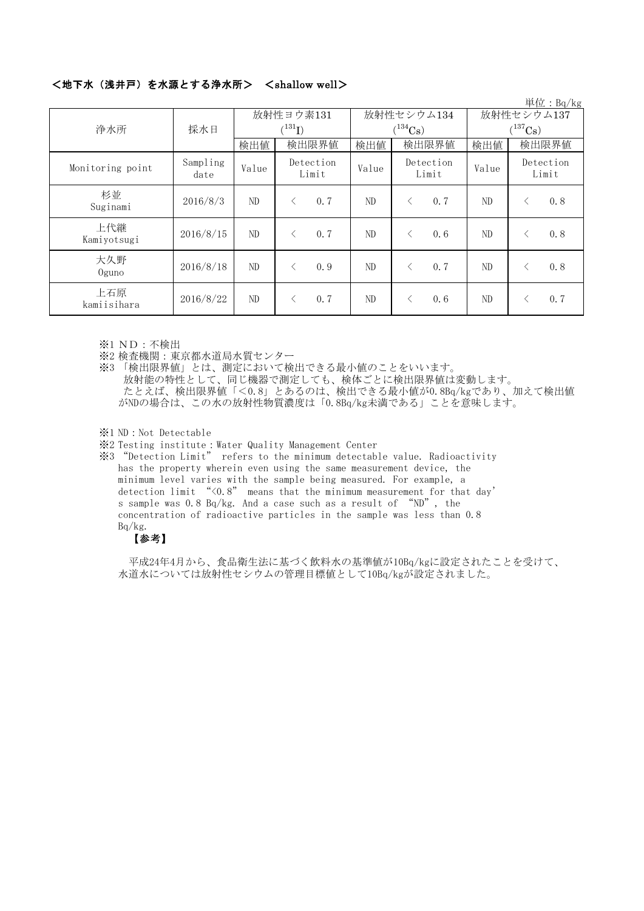## ＜地下水（浅井戸）を水源とする浄水所＞　＜shallow well＞

単位：Bq/kg

| 浄水所 | 採水日 | 放射性ヨウ素131 ($^{131}I$) | | 放射性セシウム134 ($^{134}Cs$) | | 放射性セシウム137 ($^{137}Cs$) | |
|---|---|---|---|---|---|---|---|
| | | 検出値 | 検出限界値 | 検出値 | 検出限界値 | 検出値 | 検出限界値 |
| Monitoring point | Sampling date | Value | Detection Limit | Value | Detection Limit | Value | Detection Limit |
| 杉並 Suginami | 2016/8/3 | ND | ＜ 0.7 | ND | ＜ 0.7 | ND | ＜ 0.8 |
| 上代継 Kamiyotsugi | 2016/8/15 | ND | ＜ 0.7 | ND | ＜ 0.6 | ND | ＜ 0.8 |
| 大久野 Oguno | 2016/8/18 | ND | ＜ 0.9 | ND | ＜ 0.7 | ND | ＜ 0.8 |
| 上石原 kamiisihara | 2016/8/22 | ND | ＜ 0.7 | ND | ＜ 0.6 | ND | ＜ 0.7 |

※1 ＮＤ：不検出

※2 検査機関：東京都水道局水質センター

※3 「検出限界値」とは、測定において検出できる最小値のことをいいます。
放射能の特性として、同じ機器で測定しても、検体ごとに検出限界値は変動します。
たとえば、検出限界値「＜0.8」とあるのは、検出できる最小値が0.8Bq/kgであり、加えて検出値がNDの場合は、この水の放射性物質濃度は「0.8Bq/kg未満である」ことを意味します。

※1 ND：Not Detectable

※2 Testing institute：Water Quality Management Center

※3 “Detection Limit” refers to the minimum detectable value. Radioactivity has the property wherein even using the same measurement device, the minimum level varies with the sample being measured. For example, a detection limit “<0.8” means that the minimum measurement for that day's sample was 0.8 Bq/kg. And a case such as a result of “ND”, the concentration of radioactive particles in the sample was less than 0.8 Bq/kg.

**【参考】**

平成24年4月から、食品衛生法に基づく飲料水の基準値が10Bq/kgに設定されたことを受けて、水道水については放射性セシウムの管理目標値として10Bq/kgが設定されました。